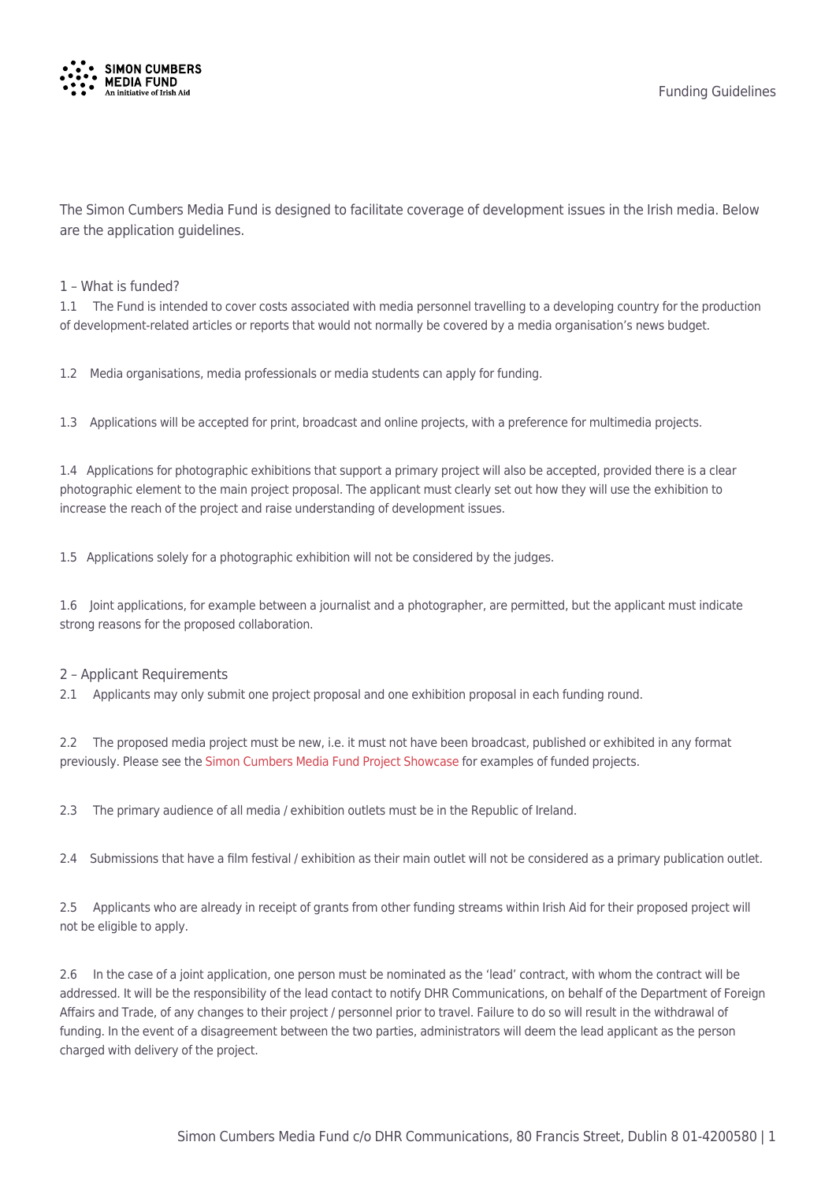The Simon Cumbers Media Fund is designed to facilitate coverage of development issues in the Irish media. Below are the application guidelines.

## 1 – What is funded?

1.1 The Fund is intended to cover costs associated with media personnel travelling to a developing country for the production of development-related articles or reports that would not normally be covered by a media organisation's news budget.

1.2 Media organisations, media professionals or media students can apply for funding.

1.3 Applications will be accepted for print, broadcast and online projects, with a preference for multimedia projects.

1.4 Applications for photographic exhibitions that support a primary project will also be accepted, provided there is a clear photographic element to the main project proposal. The applicant must clearly set out how they will use the exhibition to increase the reach of the project and raise understanding of development issues.

1.5 Applications solely for a photographic exhibition will not be considered by the judges.

1.6 Joint applications, for example between a journalist and a photographer, are permitted, but the applicant must indicate strong reasons for the proposed collaboration.

## 2 – Applicant Requirements

2.1 Applicants may only submit one project proposal and one exhibition proposal in each funding round.

2.2 The proposed media project must be new, i.e. it must not have been broadcast, published or exhibited in any format previously. Please see the Simon Cumbers Media Fund Project Showcase for examples of funded projects.

2.3 The primary audience of all media / exhibition outlets must be in the Republic of Ireland.

2.4 Submissions that have a film festival / exhibition as their main outlet will not be considered as a primary publication outlet.

2.5 Applicants who are already in receipt of grants from other funding streams within Irish Aid for their proposed project will not be eligible to apply.

2.6 In the case of a joint application, one person must be nominated as the 'lead' contract, with whom the contract will be addressed. It will be the responsibility of the lead contact to notify DHR Communications, on behalf of the Department of Foreign Affairs and Trade, of any changes to their project / personnel prior to travel. Failure to do so will result in the withdrawal of funding. In the event of a disagreement between the two parties, administrators will deem the lead applicant as the person charged with delivery of the project.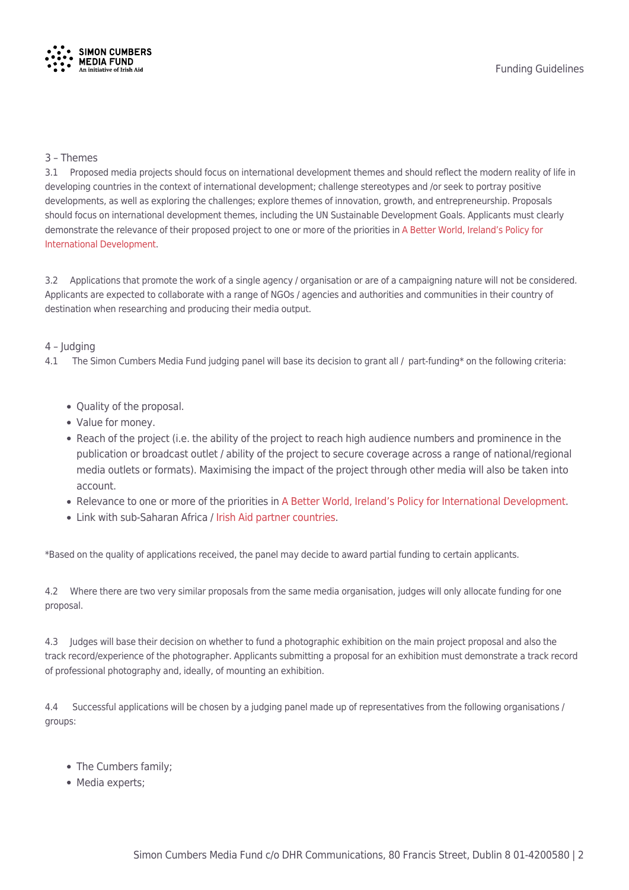## 3 – Themes

3.1 Proposed media projects should focus on international development themes and should reflect the modern reality of life in developing countries in the context of international development; challenge stereotypes and /or seek to portray positive developments, as well as exploring the challenges; explore themes of innovation, growth, and entrepreneurship. Proposals should focus on international development themes, including the UN Sustainable Development Goals. Applicants must clearly demonstrate the relevance of their proposed project to one or more of the priorities in A Better World, Ireland's Policy for International Development.

3.2 Applications that promote the work of a single agency / organisation or are of a campaigning nature will not be considered. Applicants are expected to collaborate with a range of NGOs / agencies and authorities and communities in their country of destination when researching and producing their media output.

## 4 – Judging

4.1 The Simon Cumbers Media Fund judging panel will base its decision to grant all / part-funding* on the following criteria:

- Quality of the proposal.
- Value for money.
- Reach of the project (i.e. the ability of the project to reach high audience numbers and prominence in the publication or broadcast outlet / ability of the project to secure coverage across a range of national/regional media outlets or formats). Maximising the impact of the project through other media will also be taken into account.
- Relevance to one or more of the priorities in A Better World, Ireland's Policy for International Development.
- Link with sub-Saharan Africa / Irish Aid partner countries.

*Based on the quality of applications received, the panel may decide to award partial funding to certain applicants.

4.2 Where there are two very similar proposals from the same media organisation, judges will only allocate funding for one proposal.

4.3 Judges will base their decision on whether to fund a photographic exhibition on the main project proposal and also the track record/experience of the photographer. Applicants submitting a proposal for an exhibition must demonstrate a track record of professional photography and, ideally, of mounting an exhibition.

4.4 Successful applications will be chosen by a judging panel made up of representatives from the following organisations / groups:

- The Cumbers family;
- Media experts;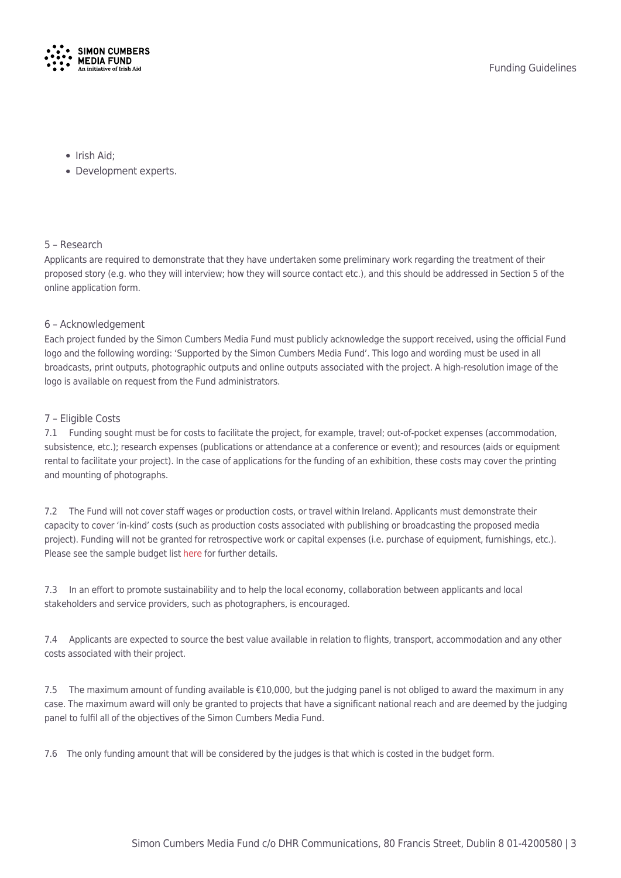- Irish Aid;
- Development experts.

## 5 – Research

Applicants are required to demonstrate that they have undertaken some preliminary work regarding the treatment of their proposed story (e.g. who they will interview; how they will source contact etc.), and this should be addressed in Section 5 of the online application form.

## 6 – Acknowledgement

Each project funded by the Simon Cumbers Media Fund must publicly acknowledge the support received, using the official Fund logo and the following wording: 'Supported by the Simon Cumbers Media Fund'. This logo and wording must be used in all broadcasts, print outputs, photographic outputs and online outputs associated with the project. A high-resolution image of the logo is available on request from the Fund administrators.

## 7 – Eligible Costs

7.1 Funding sought must be for costs to facilitate the project, for example, travel; out-of-pocket expenses (accommodation, subsistence, etc.); research expenses (publications or attendance at a conference or event); and resources (aids or equipment rental to facilitate your project). In the case of applications for the funding of an exhibition, these costs may cover the printing and mounting of photographs.

7.2 The Fund will not cover staff wages or production costs, or travel within Ireland. Applicants must demonstrate their capacity to cover 'in-kind' costs (such as production costs associated with publishing or broadcasting the proposed media project). Funding will not be granted for retrospective work or capital expenses (i.e. purchase of equipment, furnishings, etc.). Please see the sample budget list here for further details.

7.3 In an effort to promote sustainability and to help the local economy, collaboration between applicants and local stakeholders and service providers, such as photographers, is encouraged.

7.4 Applicants are expected to source the best value available in relation to flights, transport, accommodation and any other costs associated with their project.

7.5 The maximum amount of funding available is €10,000, but the judging panel is not obliged to award the maximum in any case. The maximum award will only be granted to projects that have a significant national reach and are deemed by the judging panel to fulfil all of the objectives of the Simon Cumbers Media Fund.

7.6 The only funding amount that will be considered by the judges is that which is costed in the budget form.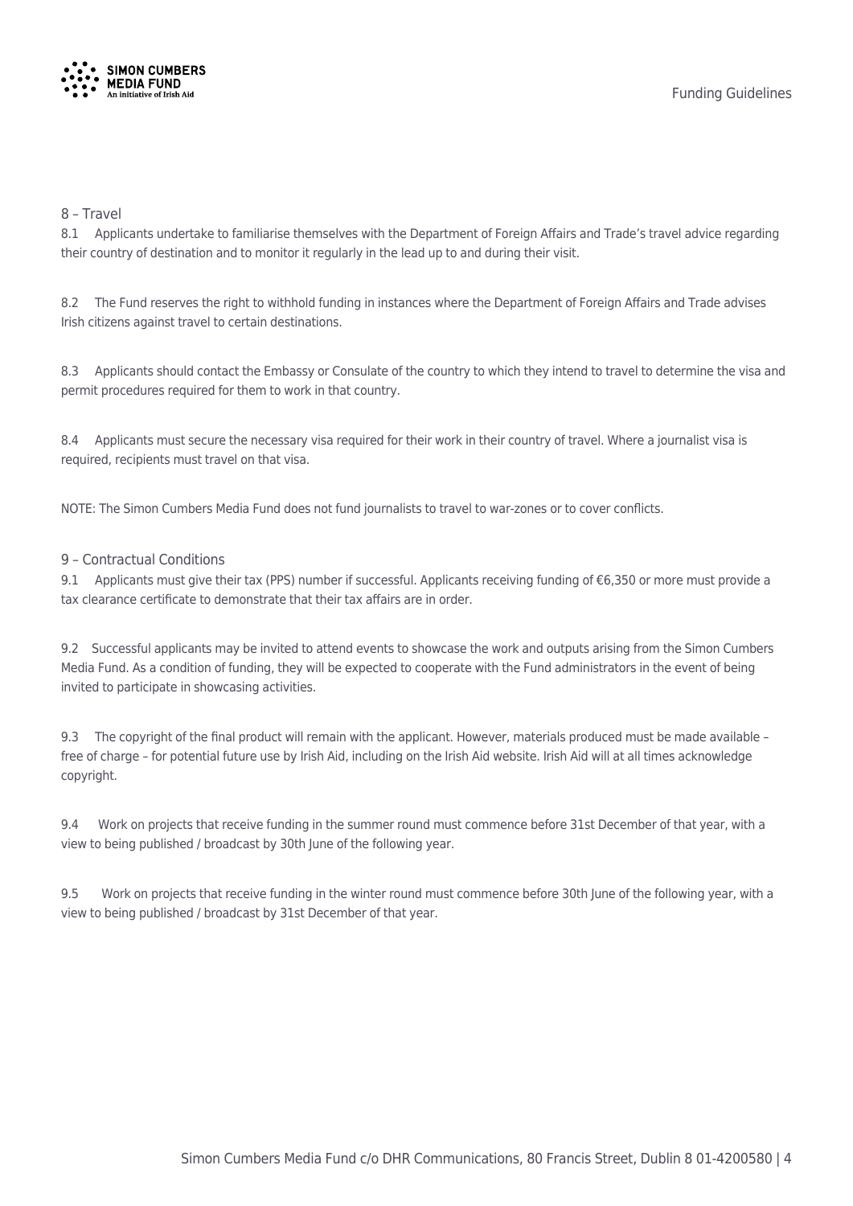## 8 – Travel

8.1 Applicants undertake to familiarise themselves with the Department of Foreign Affairs and Trade's travel advice regarding their country of destination and to monitor it regularly in the lead up to and during their visit.

8.2 The Fund reserves the right to withhold funding in instances where the Department of Foreign Affairs and Trade advises Irish citizens against travel to certain destinations.

8.3 Applicants should contact the Embassy or Consulate of the country to which they intend to travel to determine the visa and permit procedures required for them to work in that country.

8.4 Applicants must secure the necessary visa required for their work in their country of travel. Where a journalist visa is required, recipients must travel on that visa.

NOTE: The Simon Cumbers Media Fund does not fund journalists to travel to war-zones or to cover conflicts.

## 9 – Contractual Conditions

9.1 Applicants must give their tax (PPS) number if successful. Applicants receiving funding of €6,350 or more must provide a tax clearance certificate to demonstrate that their tax affairs are in order.

9.2 Successful applicants may be invited to attend events to showcase the work and outputs arising from the Simon Cumbers Media Fund. As a condition of funding, they will be expected to cooperate with the Fund administrators in the event of being invited to participate in showcasing activities.

9.3 The copyright of the final product will remain with the applicant. However, materials produced must be made available – free of charge – for potential future use by Irish Aid, including on the Irish Aid website. Irish Aid will at all times acknowledge copyright.

9.4 Work on projects that receive funding in the summer round must commence before 31st December of that year, with a view to being published / broadcast by 30th June of the following year.

9.5 Work on projects that receive funding in the winter round must commence before 30th June of the following year, with a view to being published / broadcast by 31st December of that year.